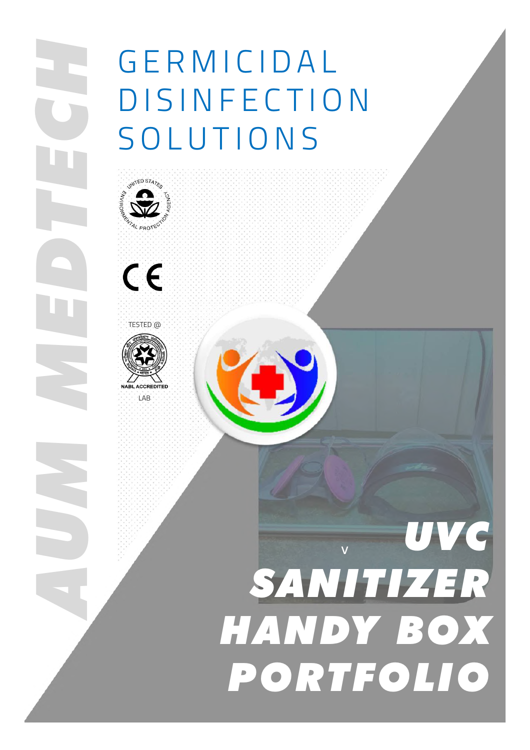AUM MEDTECH

# GERMICIDAL DISINFECTION SOLUTIONS

UNITED STATES ENVIRONMENTAL PROTECTION AGENCY

CE

TESTED @

NABL ACCREDITED

LAB

V

# UVC SANITIZER HANDY BOX PORTFOLIO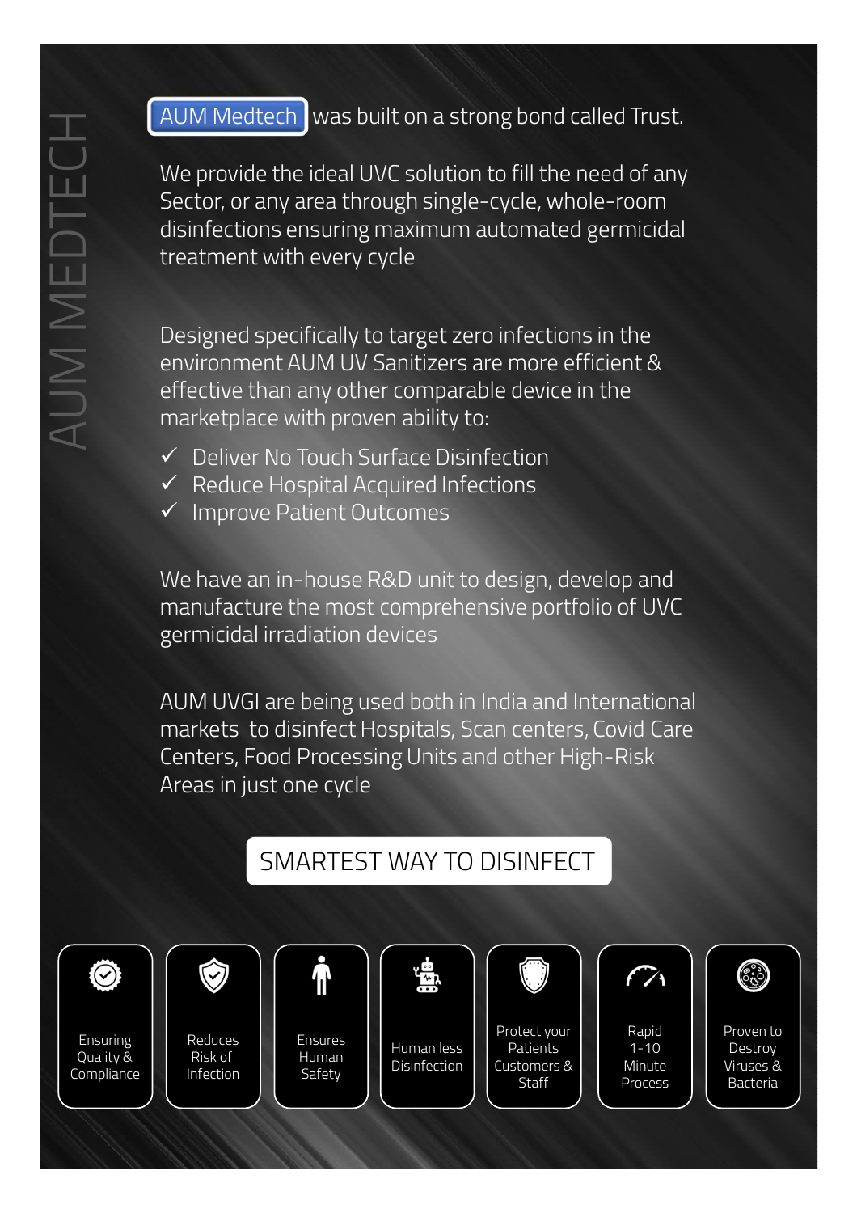AUM MEDTECH

AUM Medtech was built on a strong bond called Trust.

We provide the ideal UVC solution to fill the need of any Sector, or any area through single-cycle, whole-room disinfections ensuring maximum automated germicidal treatment with every cycle

Designed specifically to target zero infections in the environment AUM UV Sanitizers are more efficient & effective than any other comparable device in the marketplace with proven ability to:

- ✓ Deliver No Touch Surface Disinfection
- ✓ Reduce Hospital Acquired Infections
- ✓ Improve Patient Outcomes

We have an in-house R&D unit to design, develop and manufacture the most comprehensive portfolio of UVC germicidal irradiation devices

AUM UVGI are being used both in India and International markets to disinfect Hospitals, Scan centers, Covid Care Centers, Food Processing Units and other High-Risk Areas in just one cycle

## SMARTEST WAY TO DISINFECT

- Ensuring Quality & Compliance
- Reduces Risk of Infection
- Ensures Human Safety
- Human less Disinfection
- Protect your Patients Customers & Staff
- Rapid 1-10 Minute Process
- Proven to Destroy Viruses & Bacteria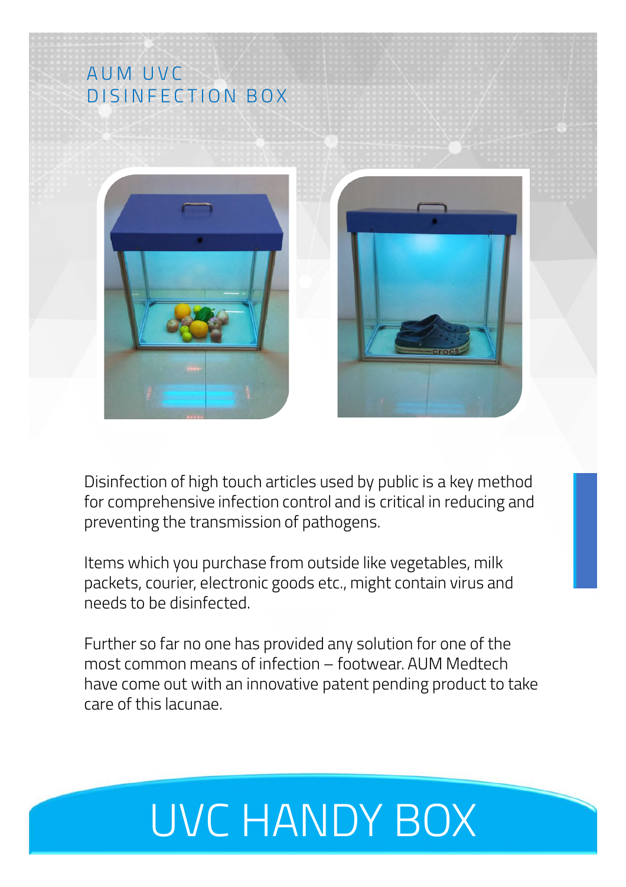# AUM UVC DISINFECTION BOX

Disinfection of high touch articles used by public is a key method for comprehensive infection control and is critical in reducing and preventing the transmission of pathogens.

Items which you purchase from outside like vegetables, milk packets, courier, electronic goods etc., might contain virus and needs to be disinfected.

Further so far no one has provided any solution for one of the most common means of infection – footwear. AUM Medtech have come out with an innovative patent pending product to take care of this lacunae.

# UVC HANDY BOX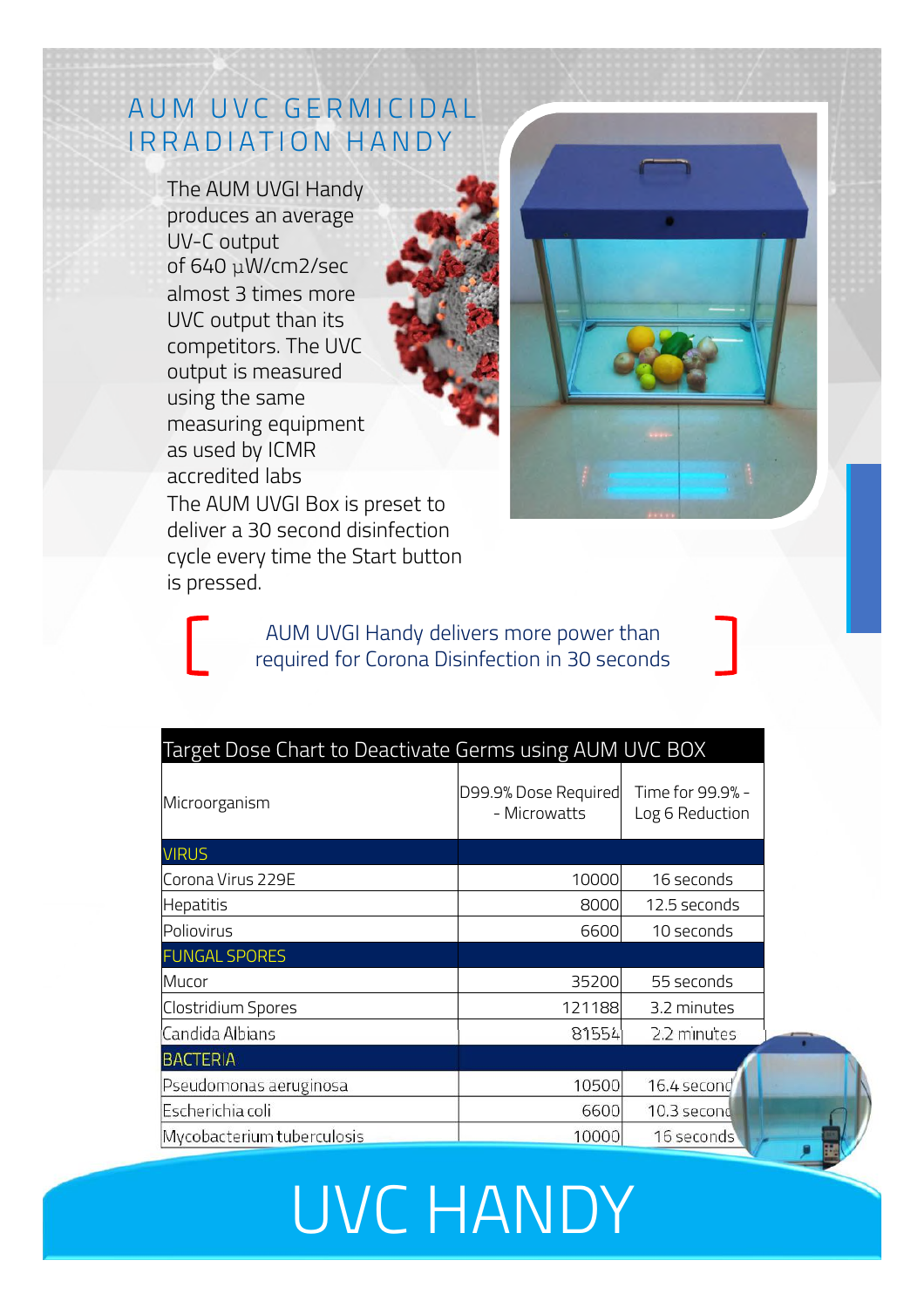# AUM UVC GERMICIDAL IRRADIATION HANDY

The AUM UVGI Handy produces an average UV-C output of 640 µW/cm2/sec almost 3 times more UVC output than its competitors. The UVC output is measured using the same measuring equipment as used by ICMR accredited labs

The AUM UVGI Box is preset to deliver a 30 second disinfection cycle every time the Start button is pressed.

[ AUM UVGI Handy delivers more power than required for Corona Disinfection in 30 seconds ]

| Target Dose Chart to Deactivate Germs using AUM UVC BOX | | |
|---|---|---|
| Microorganism | D99.9% Dose Required - Microwatts | Time for 99.9% - Log 6 Reduction |
| VIRUS | | |
| Corona Virus 229E | 10000 | 16 seconds |
| Hepatitis | 8000 | 12.5 seconds |
| Poliovirus | 6600 | 10 seconds |
| FUNGAL SPORES | | |
| Mucor | 35200 | 55 seconds |
| Clostridium Spores | 121188 | 3.2 minutes |
| Candida Albians | 81554 | 2.2 minutes |
| BACTERIA | | |
| Pseudomonas aeruginosa | 10500 | 16.4 second |
| Escherichia coli | 6600 | 10.3 second |
| Mycobacterium tuberculosis | 10000 | 16 seconds |

# UVC HANDY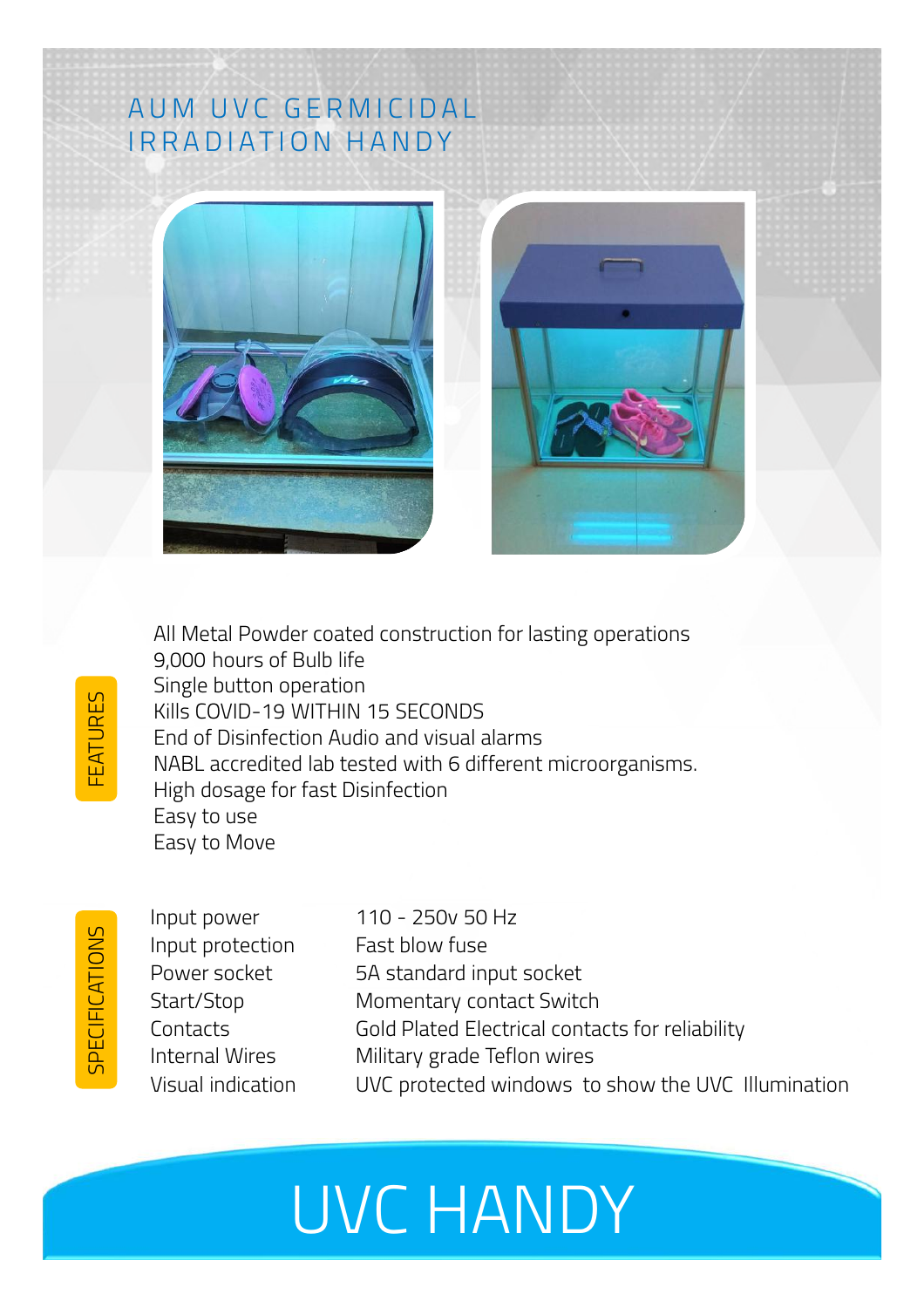# AUM UVC GERMICIDAL IRRADIATION HANDY

## FEATURES

- All Metal Powder coated construction for lasting operations
- 9,000 hours of Bulb life
- Single button operation
- Kills COVID-19 WITHIN 15 SECONDS
- End of Disinfection Audio and visual alarms
- NABL accredited lab tested with 6 different microorganisms.
- High dosage for fast Disinfection
- Easy to use
- Easy to Move

## SPECIFICATIONS

| | |
|---|---|
| Input power | 110 - 250v 50 Hz |
| Input protection | Fast blow fuse |
| Power socket | 5A standard input socket |
| Start/Stop | Momentary contact Switch |
| Contacts | Gold Plated Electrical contacts for reliability |
| Internal Wires | Military grade Teflon wires |
| Visual indication | UVC protected windows to show the UVC Illumination |

# UVC HANDY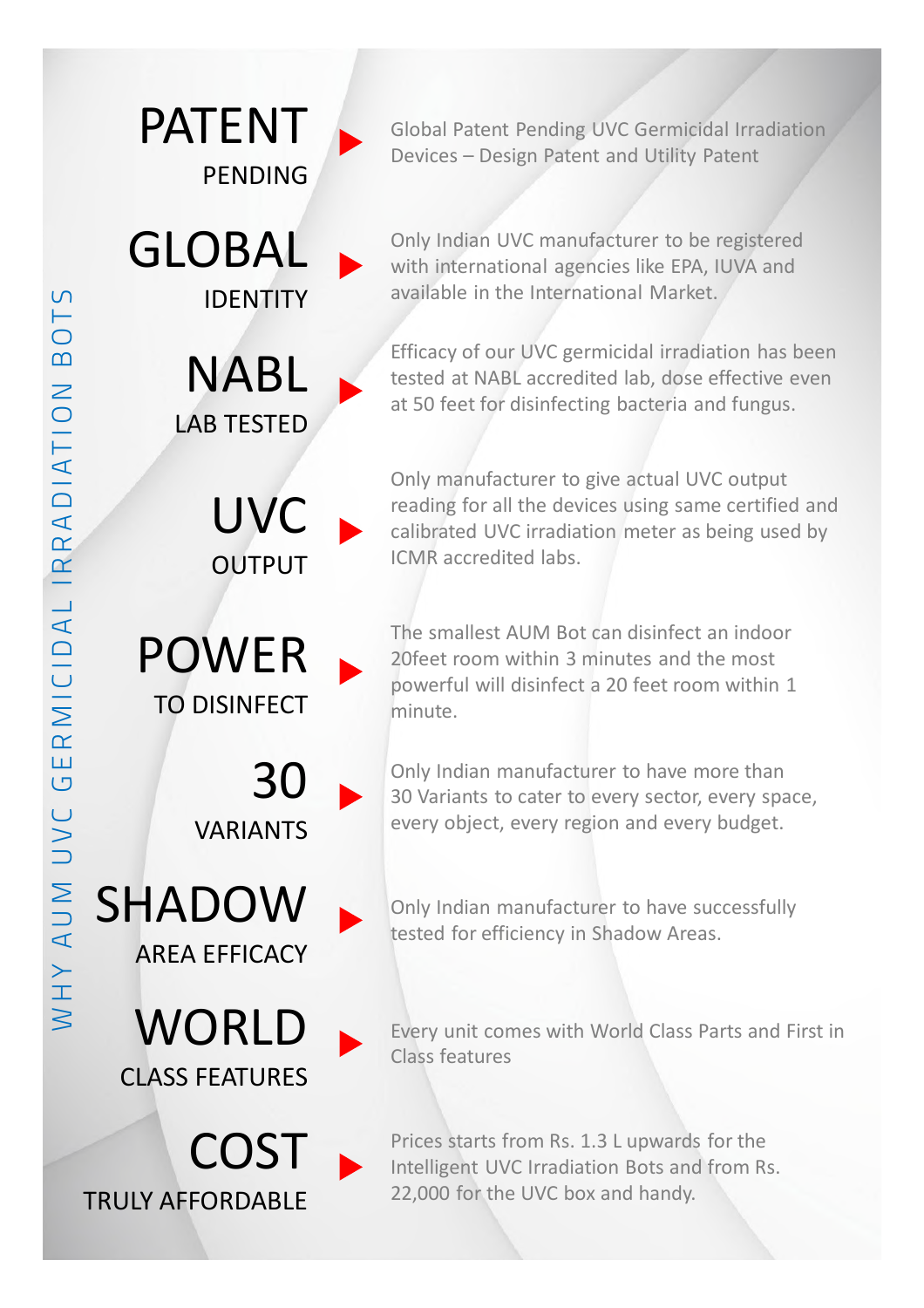# WHY AUM UVC GERMICIDAL IRRADIATION BOTS

## PATENT PENDING

Global Patent Pending UVC Germicidal Irradiation Devices – Design Patent and Utility Patent

## GLOBAL IDENTITY

Only Indian UVC manufacturer to be registered with international agencies like EPA, IUVA and available in the International Market.

## NABL LAB TESTED

Efficacy of our UVC germicidal irradiation has been tested at NABL accredited lab, dose effective even at 50 feet for disinfecting bacteria and fungus.

## UVC OUTPUT

Only manufacturer to give actual UVC output reading for all the devices using same certified and calibrated UVC irradiation meter as being used by ICMR accredited labs.

## POWER TO DISINFECT

The smallest AUM Bot can disinfect an indoor 20feet room within 3 minutes and the most powerful will disinfect a 20 feet room within 1 minute.

## 30 VARIANTS

Only Indian manufacturer to have more than 30 Variants to cater to every sector, every space, every object, every region and every budget.

## SHADOW AREA EFFICACY

Only Indian manufacturer to have successfully tested for efficiency in Shadow Areas.

## WORLD CLASS FEATURES

Every unit comes with World Class Parts and First in Class features

## COST TRULY AFFORDABLE

Prices starts from Rs. 1.3 L upwards for the Intelligent UVC Irradiation Bots and from Rs. 22,000 for the UVC box and handy.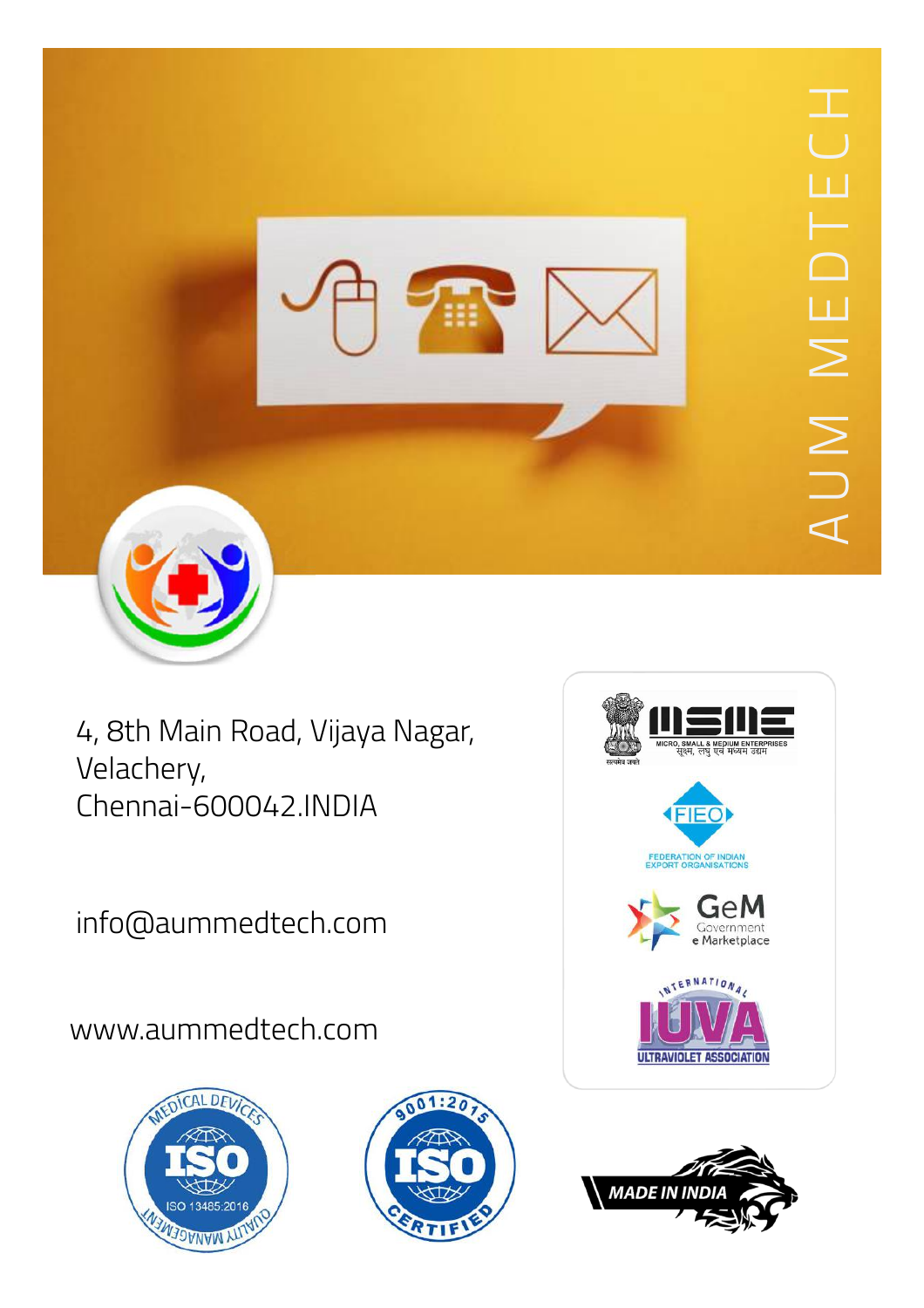AUM MEDTECH

4, 8th Main Road, Vijaya Nagar,
Velachery,
Chennai-600042.INDIA

info@aummedtech.com

www.aummedtech.com

MSME
MICRO, SMALL & MEDIUM ENTERPRISES
सूक्ष्म, लघु एवं मध्यम उद्यम

FIEO
FEDERATION OF INDIAN EXPORT ORGANISATIONS

GeM
Government e Marketplace

INTERNATIONAL IUVA
ULTRAVIOLET ASSOCIATION

MEDICAL DEVICES ISO ISO 13485:2016 QUALITY MANAGEMENT

9001:2015 ISO CERTIFIED

MADE IN INDIA